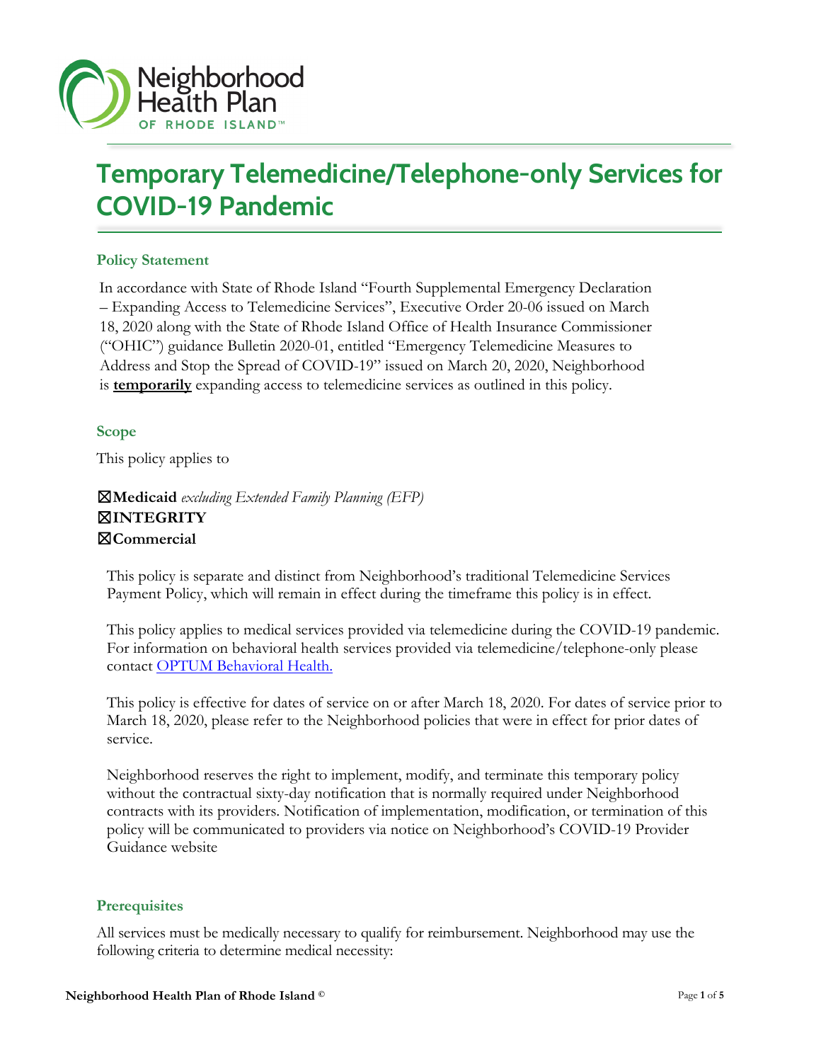# Temporary Telemedicine/Telephone-only Services for COVID-19 Pandemic

## Policy Statement

In accordance with State of Rhode Island "Fourth Supplemental Emergency Declaration – Expanding Access to Telemedicine Services", Executive Order 20-06 issued on March 18, 2020 along with the State of Rhode Island Office of Health Insurance Commissioner ("OHIC") guidance Bulletin 2020-01, entitled "Emergency Telemedicine Measures to Address and Stop the Spread of COVID-19" issued on March 20, 2020, Neighborhood is **temporarily** expanding access to telemedicine services as outlined in this policy.

## Scope

This policy applies to

☒**Medicaid** *excluding Extended Family Planning (EFP)*
☒**INTEGRITY**
☒**Commercial**

This policy is separate and distinct from Neighborhood's traditional Telemedicine Services Payment Policy, which will remain in effect during the timeframe this policy is in effect.

This policy applies to medical services provided via telemedicine during the COVID-19 pandemic. For information on behavioral health services provided via telemedicine/telephone-only please contact OPTUM Behavioral Health.

This policy is effective for dates of service on or after March 18, 2020. For dates of service prior to March 18, 2020, please refer to the Neighborhood policies that were in effect for prior dates of service.

Neighborhood reserves the right to implement, modify, and terminate this temporary policy without the contractual sixty-day notification that is normally required under Neighborhood contracts with its providers. Notification of implementation, modification, or termination of this policy will be communicated to providers via notice on Neighborhood's COVID-19 Provider Guidance website

## Prerequisites

All services must be medically necessary to qualify for reimbursement. Neighborhood may use the following criteria to determine medical necessity: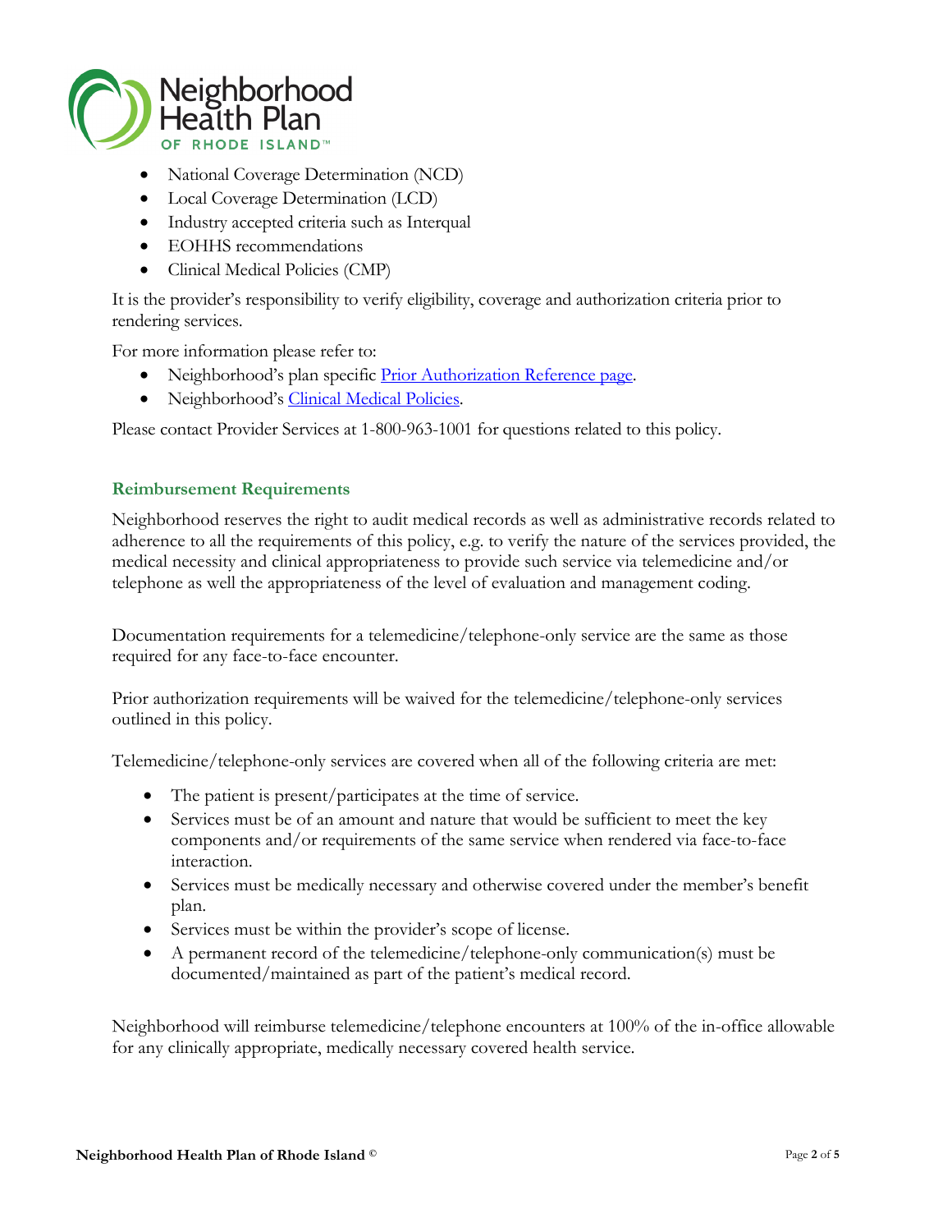- National Coverage Determination (NCD)
- Local Coverage Determination (LCD)
- Industry accepted criteria such as Interqual
- EOHHS recommendations
- Clinical Medical Policies (CMP)

It is the provider's responsibility to verify eligibility, coverage and authorization criteria prior to rendering services.

For more information please refer to:

- Neighborhood's plan specific Prior Authorization Reference page.
- Neighborhood's Clinical Medical Policies.

Please contact Provider Services at 1-800-963-1001 for questions related to this policy.

## Reimbursement Requirements

Neighborhood reserves the right to audit medical records as well as administrative records related to adherence to all the requirements of this policy, e.g. to verify the nature of the services provided, the medical necessity and clinical appropriateness to provide such service via telemedicine and/or telephone as well the appropriateness of the level of evaluation and management coding.

Documentation requirements for a telemedicine/telephone-only service are the same as those required for any face-to-face encounter.

Prior authorization requirements will be waived for the telemedicine/telephone-only services outlined in this policy.

Telemedicine/telephone-only services are covered when all of the following criteria are met:

- The patient is present/participates at the time of service.
- Services must be of an amount and nature that would be sufficient to meet the key components and/or requirements of the same service when rendered via face-to-face interaction.
- Services must be medically necessary and otherwise covered under the member's benefit plan.
- Services must be within the provider's scope of license.
- A permanent record of the telemedicine/telephone-only communication(s) must be documented/maintained as part of the patient's medical record.

Neighborhood will reimburse telemedicine/telephone encounters at 100% of the in-office allowable for any clinically appropriate, medically necessary covered health service.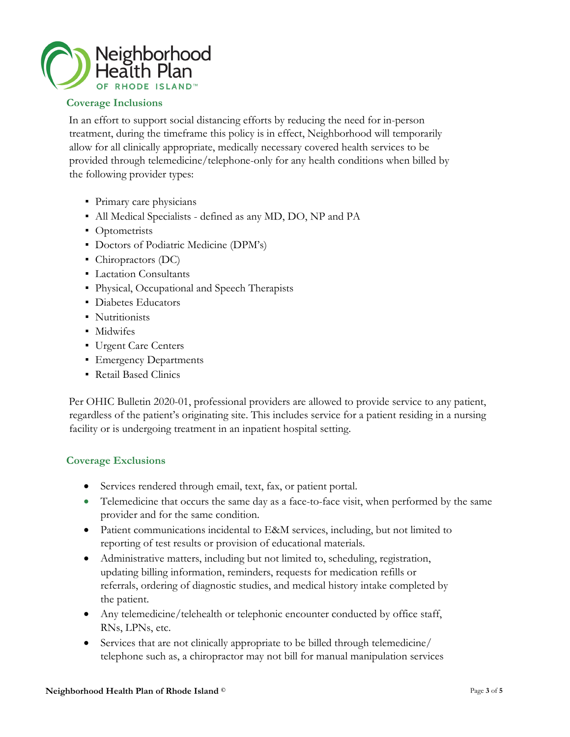## Coverage Inclusions

In an effort to support social distancing efforts by reducing the need for in-person treatment, during the timeframe this policy is in effect, Neighborhood will temporarily allow for all clinically appropriate, medically necessary covered health services to be provided through telemedicine/telephone-only for any health conditions when billed by the following provider types:

- Primary care physicians
- All Medical Specialists - defined as any MD, DO, NP and PA
- Optometrists
- Doctors of Podiatric Medicine (DPM's)
- Chiropractors (DC)
- Lactation Consultants
- Physical, Occupational and Speech Therapists
- Diabetes Educators
- Nutritionists
- Midwifes
- Urgent Care Centers
- Emergency Departments
- Retail Based Clinics

Per OHIC Bulletin 2020-01, professional providers are allowed to provide service to any patient, regardless of the patient's originating site. This includes service for a patient residing in a nursing facility or is undergoing treatment in an inpatient hospital setting.

## Coverage Exclusions

- Services rendered through email, text, fax, or patient portal.
- Telemedicine that occurs the same day as a face-to-face visit, when performed by the same provider and for the same condition.
- Patient communications incidental to E&M services, including, but not limited to reporting of test results or provision of educational materials.
- Administrative matters, including but not limited to, scheduling, registration, updating billing information, reminders, requests for medication refills or referrals, ordering of diagnostic studies, and medical history intake completed by the patient.
- Any telemedicine/telehealth or telephonic encounter conducted by office staff, RNs, LPNs, etc.
- Services that are not clinically appropriate to be billed through telemedicine/ telephone such as, a chiropractor may not bill for manual manipulation services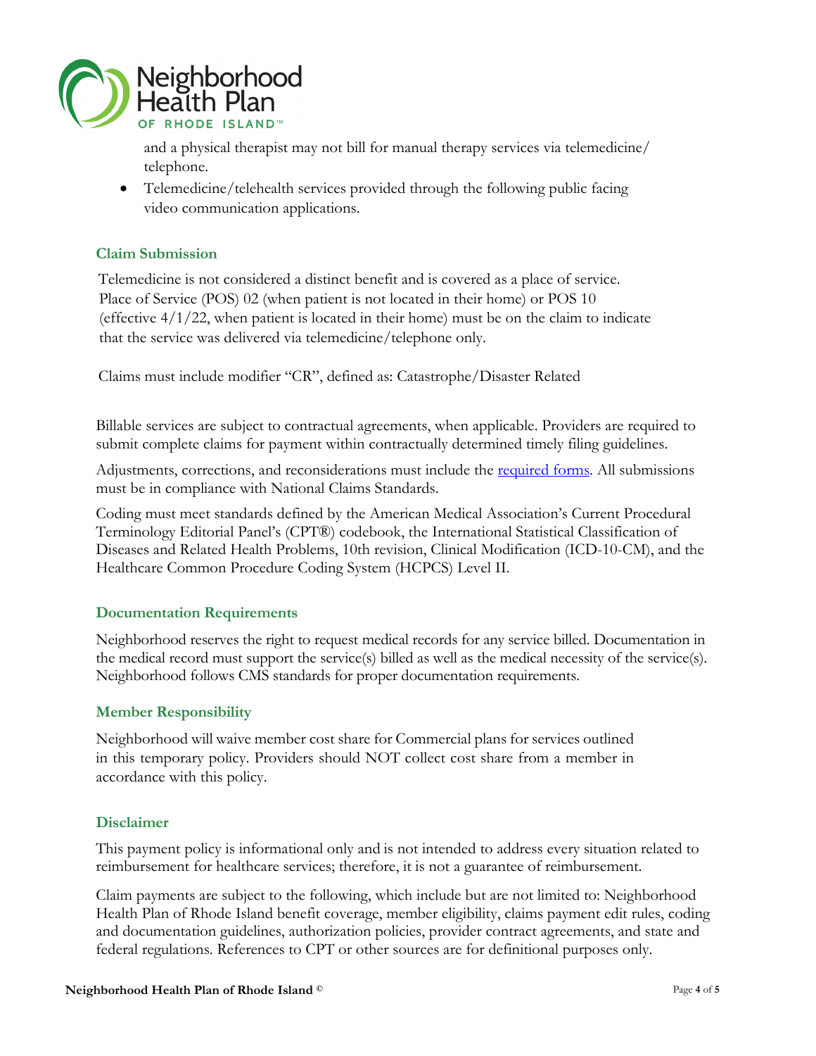and a physical therapist may not bill for manual therapy services via telemedicine/ telephone.

- Telemedicine/telehealth services provided through the following public facing video communication applications.

### Claim Submission

Telemedicine is not considered a distinct benefit and is covered as a place of service. Place of Service (POS) 02 (when patient is not located in their home) or POS 10 (effective 4/1/22, when patient is located in their home) must be on the claim to indicate that the service was delivered via telemedicine/telephone only.

Claims must include modifier "CR", defined as: Catastrophe/Disaster Related

Billable services are subject to contractual agreements, when applicable. Providers are required to submit complete claims for payment within contractually determined timely filing guidelines.

Adjustments, corrections, and reconsiderations must include the required forms. All submissions must be in compliance with National Claims Standards.

Coding must meet standards defined by the American Medical Association's Current Procedural Terminology Editorial Panel's (CPT®) codebook, the International Statistical Classification of Diseases and Related Health Problems, 10th revision, Clinical Modification (ICD-10-CM), and the Healthcare Common Procedure Coding System (HCPCS) Level II.

### Documentation Requirements

Neighborhood reserves the right to request medical records for any service billed. Documentation in the medical record must support the service(s) billed as well as the medical necessity of the service(s). Neighborhood follows CMS standards for proper documentation requirements.

### Member Responsibility

Neighborhood will waive member cost share for Commercial plans for services outlined in this temporary policy. Providers should NOT collect cost share from a member in accordance with this policy.

### Disclaimer

This payment policy is informational only and is not intended to address every situation related to reimbursement for healthcare services; therefore, it is not a guarantee of reimbursement.

Claim payments are subject to the following, which include but are not limited to: Neighborhood Health Plan of Rhode Island benefit coverage, member eligibility, claims payment edit rules, coding and documentation guidelines, authorization policies, provider contract agreements, and state and federal regulations. References to CPT or other sources are for definitional purposes only.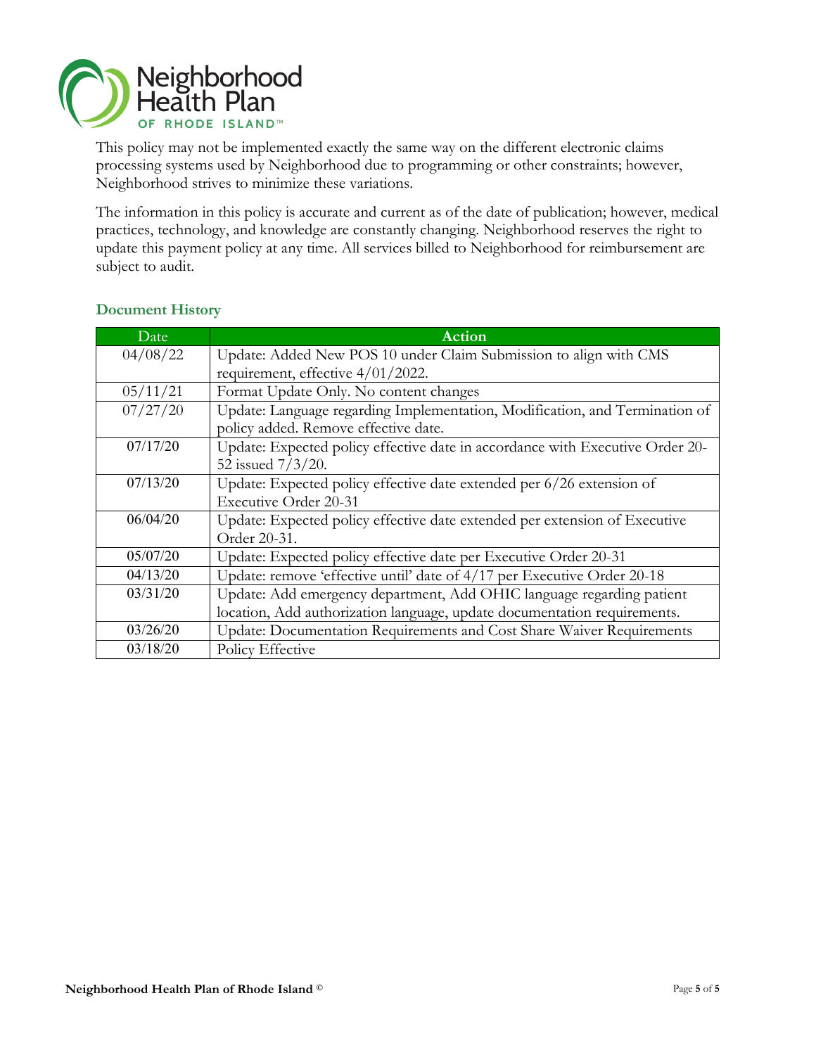This policy may not be implemented exactly the same way on the different electronic claims processing systems used by Neighborhood due to programming or other constraints; however, Neighborhood strives to minimize these variations.

The information in this policy is accurate and current as of the date of publication; however, medical practices, technology, and knowledge are constantly changing. Neighborhood reserves the right to update this payment policy at any time. All services billed to Neighborhood for reimbursement are subject to audit.

### Document History

| Date | Action |
|---|---|
| 04/08/22 | Update: Added New POS 10 under Claim Submission to align with CMS requirement, effective 4/01/2022. |
| 05/11/21 | Format Update Only. No content changes |
| 07/27/20 | Update: Language regarding Implementation, Modification, and Termination of policy added. Remove effective date. |
| 07/17/20 | Update: Expected policy effective date in accordance with Executive Order 20-52 issued 7/3/20. |
| 07/13/20 | Update: Expected policy effective date extended per 6/26 extension of Executive Order 20-31 |
| 06/04/20 | Update: Expected policy effective date extended per extension of Executive Order 20-31. |
| 05/07/20 | Update: Expected policy effective date per Executive Order 20-31 |
| 04/13/20 | Update: remove 'effective until' date of 4/17 per Executive Order 20-18 |
| 03/31/20 | Update: Add emergency department, Add OHIC language regarding patient location, Add authorization language, update documentation requirements. |
| 03/26/20 | Update: Documentation Requirements and Cost Share Waiver Requirements |
| 03/18/20 | Policy Effective |